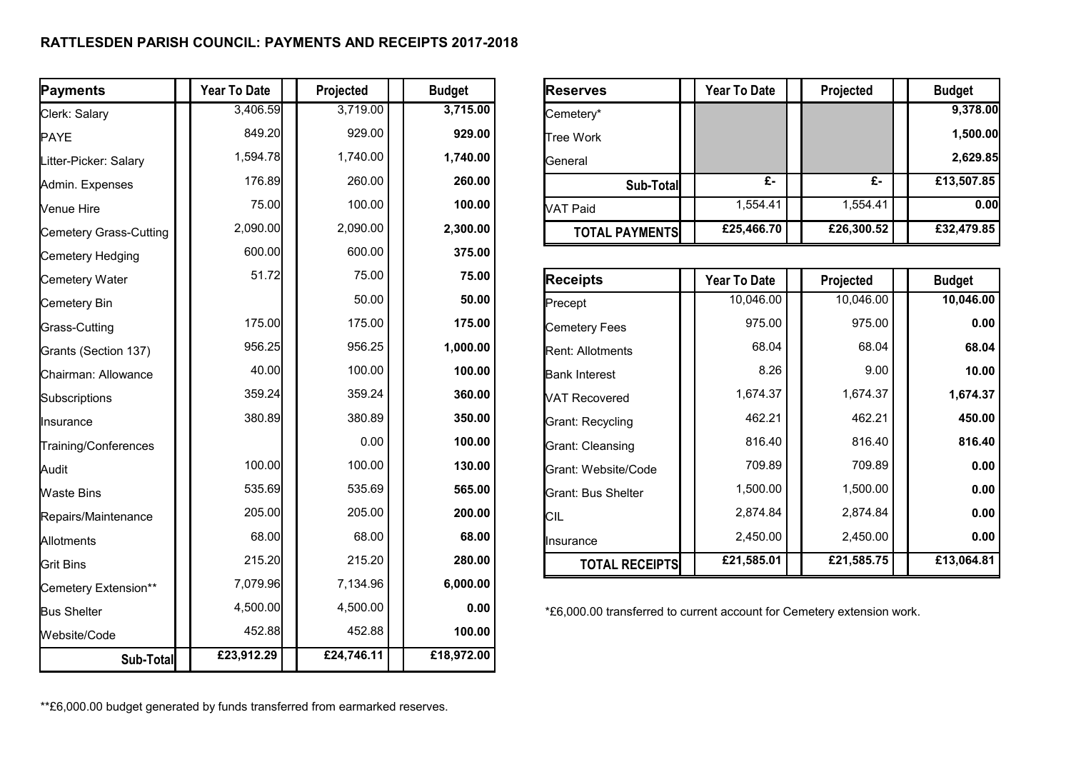## RATTLESDEN PARISH COUNCIL: PAYMENTS AND RECEIPTS 2017-2018

| Payments | Year To Date | Projected | Budget |
|---|---|---|---|
| Clerk: Salary | 3,406.59 | 3,719.00 | **3,715.00** |
| PAYE | 849.20 | 929.00 | **929.00** |
| Litter-Picker: Salary | 1,594.78 | 1,740.00 | **1,740.00** |
| Admin. Expenses | 176.89 | 260.00 | **260.00** |
| Venue Hire | 75.00 | 100.00 | **100.00** |
| Cemetery Grass-Cutting | 2,090.00 | 2,090.00 | **2,300.00** |
| Cemetery Hedging | 600.00 | 600.00 | **375.00** |
| Cemetery Water | 51.72 | 75.00 | **75.00** |
| Cemetery Bin | | 50.00 | **50.00** |
| Grass-Cutting | 175.00 | 175.00 | **175.00** |
| Grants (Section 137) | 956.25 | 956.25 | **1,000.00** |
| Chairman: Allowance | 40.00 | 100.00 | **100.00** |
| Subscriptions | 359.24 | 359.24 | **360.00** |
| Insurance | 380.89 | 380.89 | **350.00** |
| Training/Conferences | | 0.00 | **100.00** |
| Audit | 100.00 | 100.00 | **130.00** |
| Waste Bins | 535.69 | 535.69 | **565.00** |
| Repairs/Maintenance | 205.00 | 205.00 | **200.00** |
| Allotments | 68.00 | 68.00 | **68.00** |
| Grit Bins | 215.20 | 215.20 | **280.00** |
| Cemetery Extension** | 7,079.96 | 7,134.96 | **6,000.00** |
| Bus Shelter | 4,500.00 | 4,500.00 | **0.00** |
| Website/Code | 452.88 | 452.88 | **100.00** |
| **Sub-Total** | **£23,912.29** | **£24,746.11** | **£18,972.00** |

**£6,000.00 budget generated by funds transferred from earmarked reserves.

| Reserves | Year To Date | Projected | Budget |
|---|---|---|---|
| Cemetery* | | | **9,378.00** |
| Tree Work | | | **1,500.00** |
| General | | | **2,629.85** |
| **Sub-Total** | **£-** | **£-** | **£13,507.85** |
| VAT Paid | 1,554.41 | 1,554.41 | **0.00** |
| **TOTAL PAYMENTS** | **£25,466.70** | **£26,300.52** | **£32,479.85** |

| Receipts | Year To Date | Projected | Budget |
|---|---|---|---|
| Precept | 10,046.00 | 10,046.00 | **10,046.00** |
| Cemetery Fees | 975.00 | 975.00 | **0.00** |
| Rent: Allotments | 68.04 | 68.04 | **68.04** |
| Bank Interest | 8.26 | 9.00 | **10.00** |
| VAT Recovered | 1,674.37 | 1,674.37 | **1,674.37** |
| Grant: Recycling | 462.21 | 462.21 | **450.00** |
| Grant: Cleansing | 816.40 | 816.40 | **816.40** |
| Grant: Website/Code | 709.89 | 709.89 | **0.00** |
| Grant: Bus Shelter | 1,500.00 | 1,500.00 | **0.00** |
| CIL | 2,874.84 | 2,874.84 | **0.00** |
| Insurance | 2,450.00 | 2,450.00 | **0.00** |
| **TOTAL RECEIPTS** | **£21,585.01** | **£21,585.75** | **£13,064.81** |

*£6,000.00 transferred to current account for Cemetery extension work.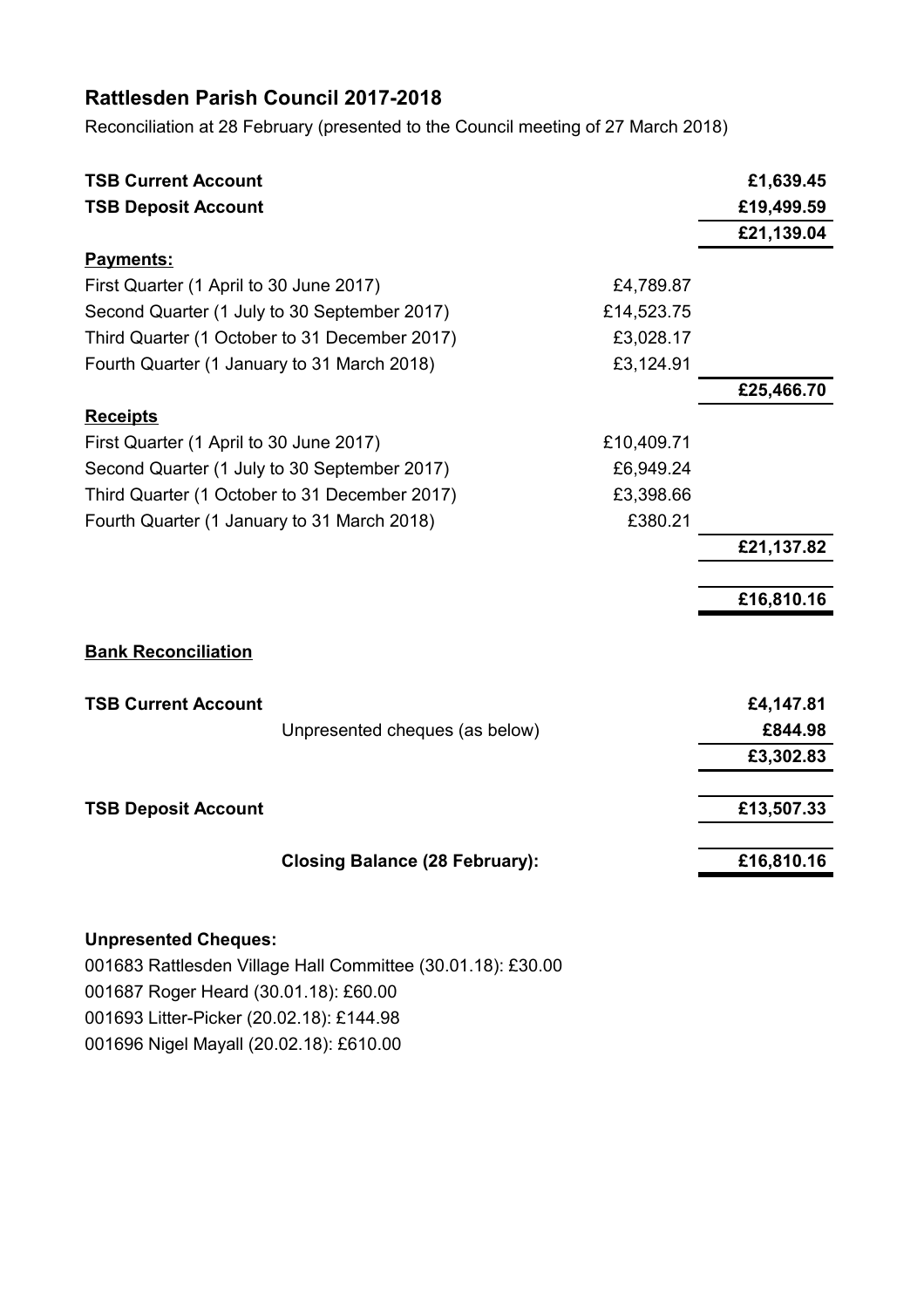## Rattlesden Parish Council 2017-2018

Reconciliation at 28 February (presented to the Council meeting of 27 March 2018)

| | | |
|---|---|---|
| **TSB Current Account** | | **£1,639.45** |
| **TSB Deposit Account** | | **£19,499.59** |
| | | **£21,139.04** |
| **Payments:** | | |
| First Quarter (1 April to 30 June 2017) | £4,789.87 | |
| Second Quarter (1 July to 30 September 2017) | £14,523.75 | |
| Third Quarter (1 October to 31 December 2017) | £3,028.17 | |
| Fourth Quarter (1 January to 31 March 2018) | £3,124.91 | |
| | | **£25,466.70** |
| **Receipts** | | |
| First Quarter (1 April to 30 June 2017) | £10,409.71 | |
| Second Quarter (1 July to 30 September 2017) | £6,949.24 | |
| Third Quarter (1 October to 31 December 2017) | £3,398.66 | |
| Fourth Quarter (1 January to 31 March 2018) | £380.21 | |
| | | **£21,137.82** |
| | | **£16,810.16** |

**Bank Reconciliation**

| | | |
|---|---|---|
| **TSB Current Account** | | **£4,147.81** |
| | Unpresented cheques (as below) | **£844.98** |
| | | **£3,302.83** |
| **TSB Deposit Account** | | **£13,507.33** |
| | **Closing Balance (28 February):** | **£16,810.16** |

**Unpresented Cheques:**

001683 Rattlesden Village Hall Committee (30.01.18): £30.00
001687 Roger Heard (30.01.18): £60.00
001693 Litter-Picker (20.02.18): £144.98
001696 Nigel Mayall (20.02.18): £610.00